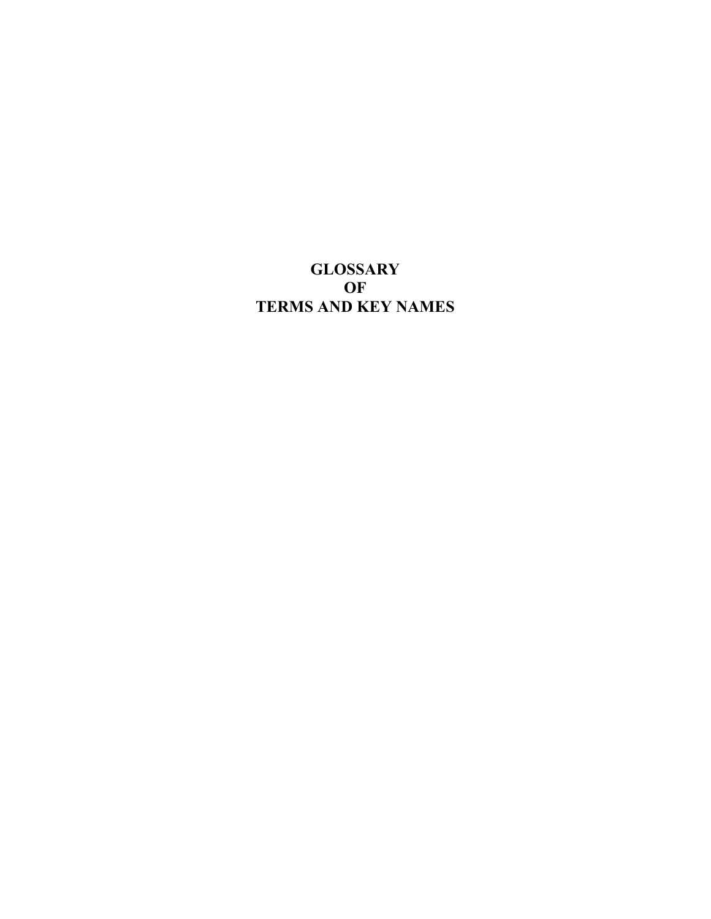# GLOSSARY OF TERMS AND KEY NAMES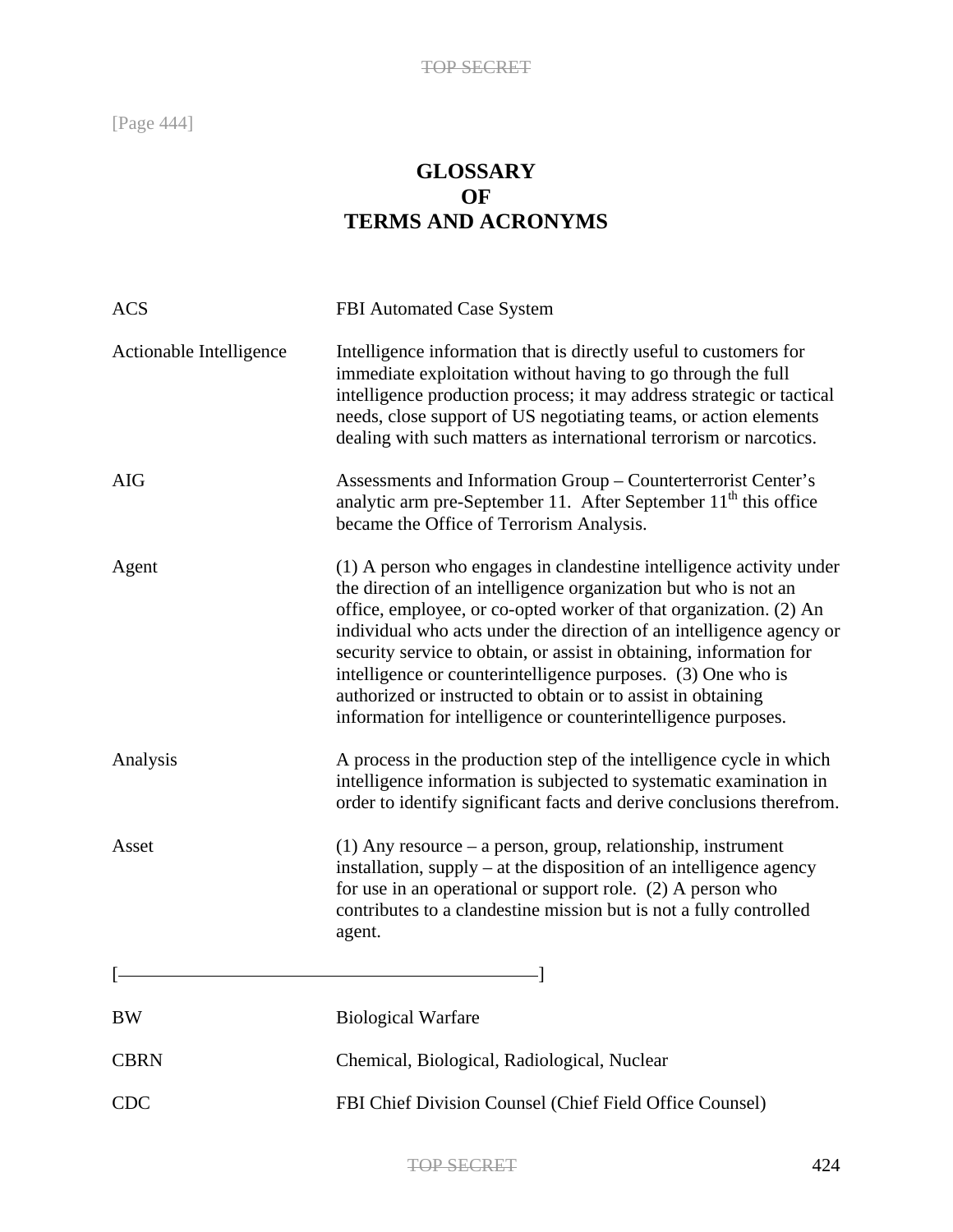[Page 444]

# GLOSSARY OF TERMS AND ACRONYMS

| | |
|---|---|
| ACS | FBI Automated Case System |
| Actionable Intelligence | Intelligence information that is directly useful to customers for immediate exploitation without having to go through the full intelligence production process; it may address strategic or tactical needs, close support of US negotiating teams, or action elements dealing with such matters as international terrorism or narcotics. |
| AIG | Assessments and Information Group – Counterterrorist Center's analytic arm pre-September 11. After September 11th this office became the Office of Terrorism Analysis. |
| Agent | (1) A person who engages in clandestine intelligence activity under the direction of an intelligence organization but who is not an office, employee, or co-opted worker of that organization. (2) An individual who acts under the direction of an intelligence agency or security service to obtain, or assist in obtaining, information for intelligence or counterintelligence purposes. (3) One who is authorized or instructed to obtain or to assist in obtaining information for intelligence or counterintelligence purposes. |
| Analysis | A process in the production step of the intelligence cycle in which intelligence information is subjected to systematic examination in order to identify significant facts and derive conclusions therefrom. |
| Asset | (1) Any resource – a person, group, relationship, instrument installation, supply – at the disposition of an intelligence agency for use in an operational or support role. (2) A person who contributes to a clandestine mission but is not a fully controlled agent. |

[——————————————————]

| | |
|---|---|
| BW | Biological Warfare |
| CBRN | Chemical, Biological, Radiological, Nuclear |
| CDC | FBI Chief Division Counsel (Chief Field Office Counsel) |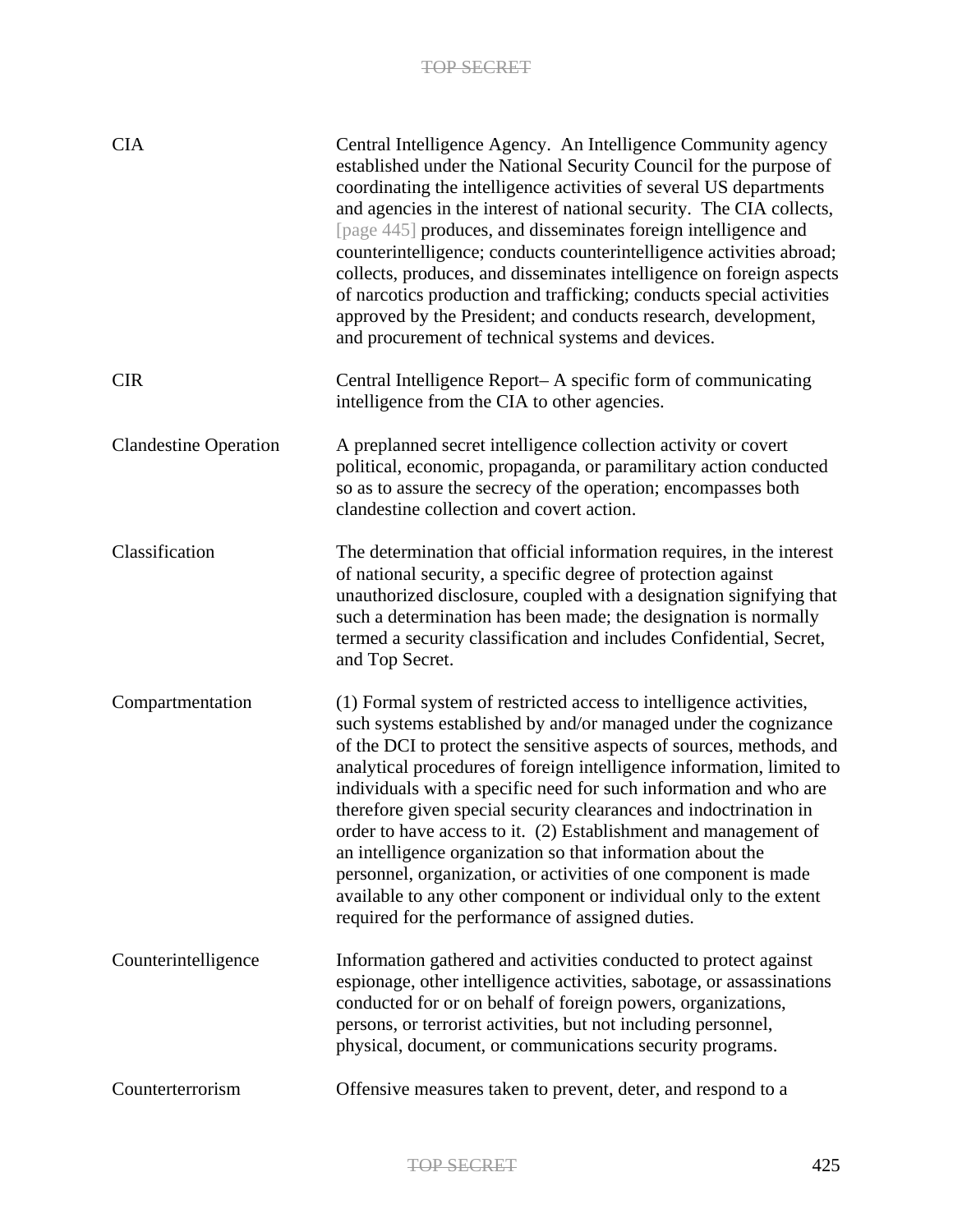| | |
|---|---|
| CIA | Central Intelligence Agency. An Intelligence Community agency established under the National Security Council for the purpose of coordinating the intelligence activities of several US departments and agencies in the interest of national security. The CIA collects, [page 445] produces, and disseminates foreign intelligence and counterintelligence; conducts counterintelligence activities abroad; collects, produces, and disseminates intelligence on foreign aspects of narcotics production and trafficking; conducts special activities approved by the President; and conducts research, development, and procurement of technical systems and devices. |
| CIR | Central Intelligence Report– A specific form of communicating intelligence from the CIA to other agencies. |
| Clandestine Operation | A preplanned secret intelligence collection activity or covert political, economic, propaganda, or paramilitary action conducted so as to assure the secrecy of the operation; encompasses both clandestine collection and covert action. |
| Classification | The determination that official information requires, in the interest of national security, a specific degree of protection against unauthorized disclosure, coupled with a designation signifying that such a determination has been made; the designation is normally termed a security classification and includes Confidential, Secret, and Top Secret. |
| Compartmentation | (1) Formal system of restricted access to intelligence activities, such systems established by and/or managed under the cognizance of the DCI to protect the sensitive aspects of sources, methods, and analytical procedures of foreign intelligence information, limited to individuals with a specific need for such information and who are therefore given special security clearances and indoctrination in order to have access to it. (2) Establishment and management of an intelligence organization so that information about the personnel, organization, or activities of one component is made available to any other component or individual only to the extent required for the performance of assigned duties. |
| Counterintelligence | Information gathered and activities conducted to protect against espionage, other intelligence activities, sabotage, or assassinations conducted for or on behalf of foreign powers, organizations, persons, or terrorist activities, but not including personnel, physical, document, or communications security programs. |
| Counterterrorism | Offensive measures taken to prevent, deter, and respond to a |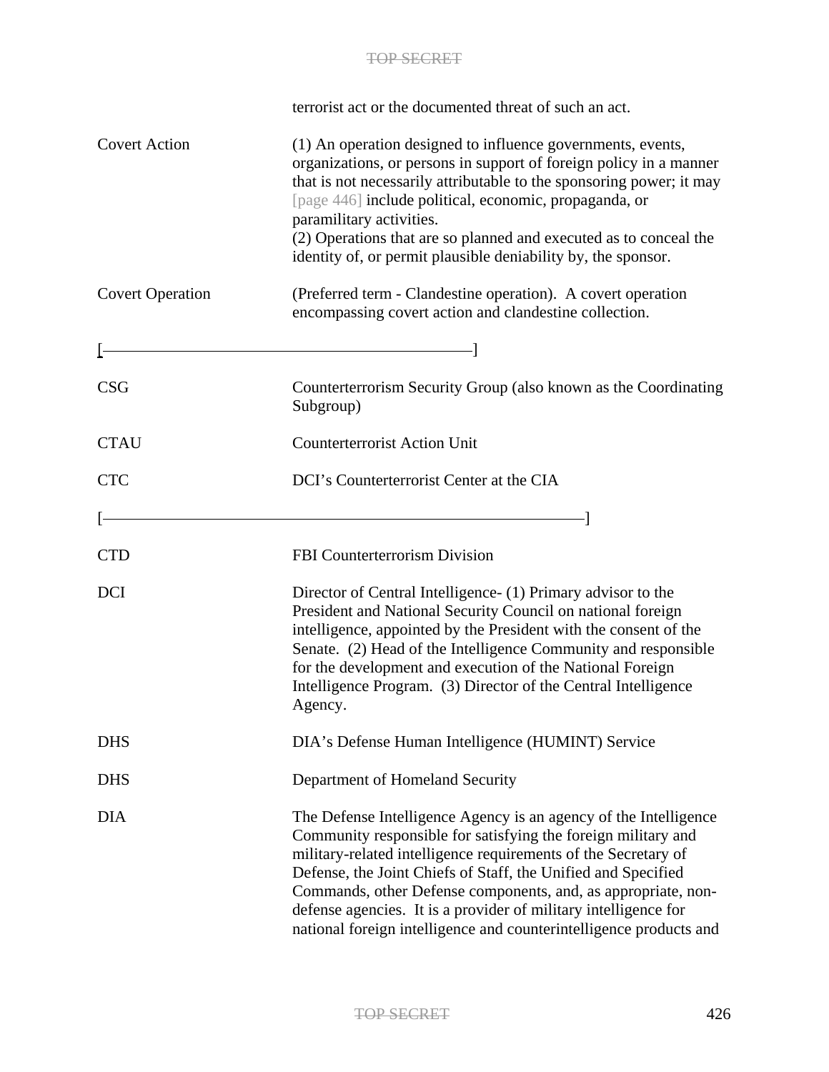terrorist act or the documented threat of such an act.

| | |
|---|---|
| Covert Action | (1) An operation designed to influence governments, events, organizations, or persons in support of foreign policy in a manner that is not necessarily attributable to the sponsoring power; it may [page 446] include political, economic, propaganda, or paramilitary activities. (2) Operations that are so planned and executed as to conceal the identity of, or permit plausible deniability by, the sponsor. |
| Covert Operation | (Preferred term - Clandestine operation). A covert operation encompassing covert action and clandestine collection. |
| [——————————————] | |
| CSG | Counterterrorism Security Group (also known as the Coordinating Subgroup) |
| CTAU | Counterterrorist Action Unit |
| CTC | DCI's Counterterrorist Center at the CIA |
| [——————————————————] | |
| CTD | FBI Counterterrorism Division |
| DCI | Director of Central Intelligence- (1) Primary advisor to the President and National Security Council on national foreign intelligence, appointed by the President with the consent of the Senate. (2) Head of the Intelligence Community and responsible for the development and execution of the National Foreign Intelligence Program. (3) Director of the Central Intelligence Agency. |
| DHS | DIA's Defense Human Intelligence (HUMINT) Service |
| DHS | Department of Homeland Security |
| DIA | The Defense Intelligence Agency is an agency of the Intelligence Community responsible for satisfying the foreign military and military-related intelligence requirements of the Secretary of Defense, the Joint Chiefs of Staff, the Unified and Specified Commands, other Defense components, and, as appropriate, non-defense agencies. It is a provider of military intelligence for national foreign intelligence and counterintelligence products and |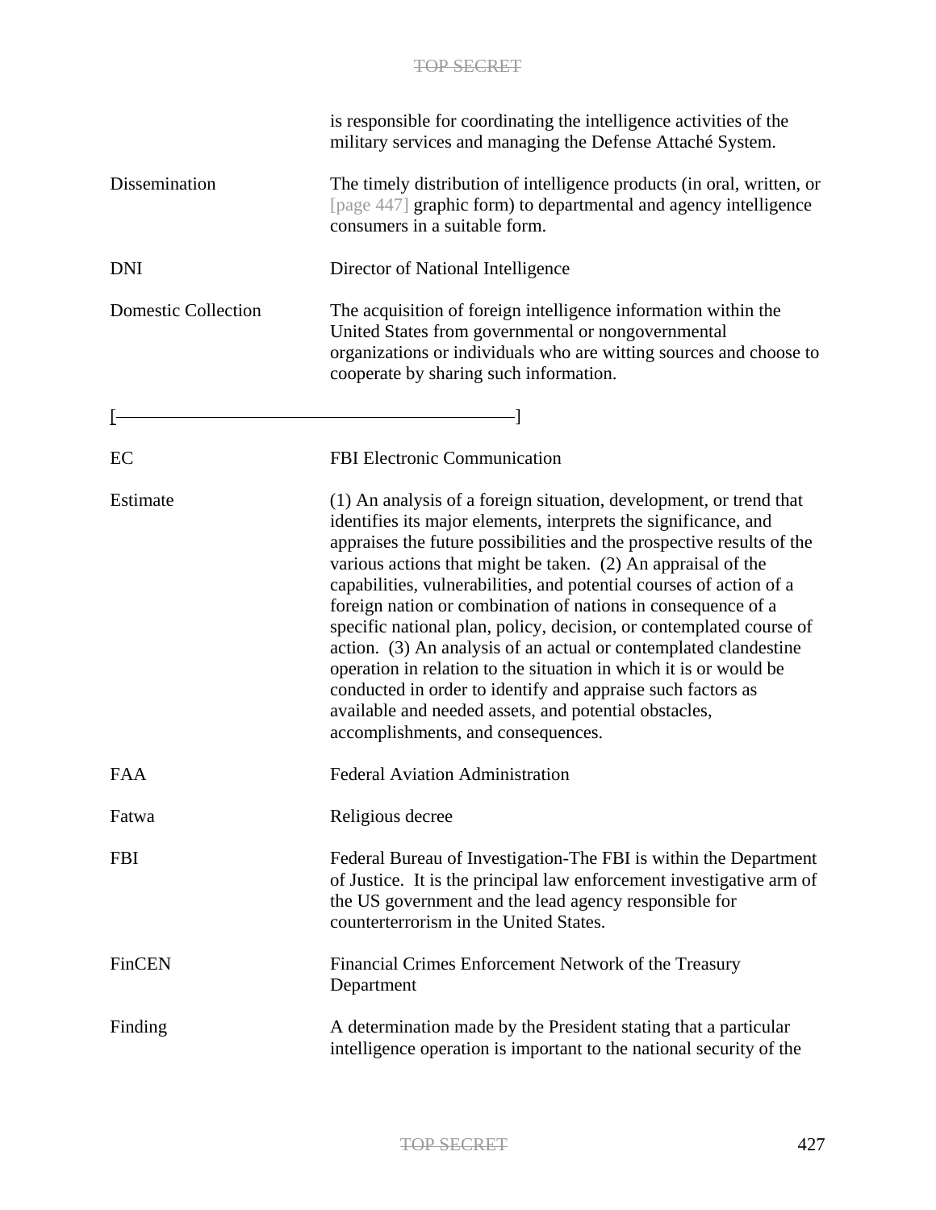| | |
|---|---|
| | is responsible for coordinating the intelligence activities of the military services and managing the Defense Attaché System. |
| Dissemination | The timely distribution of intelligence products (in oral, written, or [page 447] graphic form) to departmental and agency intelligence consumers in a suitable form. |
| DNI | Director of National Intelligence |
| Domestic Collection | The acquisition of foreign intelligence information within the United States from governmental or nongovernmental organizations or individuals who are witting sources and choose to cooperate by sharing such information. |
| [——————————————] | |
| EC | FBI Electronic Communication |
| Estimate | (1) An analysis of a foreign situation, development, or trend that identifies its major elements, interprets the significance, and appraises the future possibilities and the prospective results of the various actions that might be taken. (2) An appraisal of the capabilities, vulnerabilities, and potential courses of action of a foreign nation or combination of nations in consequence of a specific national plan, policy, decision, or contemplated course of action. (3) An analysis of an actual or contemplated clandestine operation in relation to the situation in which it is or would be conducted in order to identify and appraise such factors as available and needed assets, and potential obstacles, accomplishments, and consequences. |
| FAA | Federal Aviation Administration |
| Fatwa | Religious decree |
| FBI | Federal Bureau of Investigation-The FBI is within the Department of Justice. It is the principal law enforcement investigative arm of the US government and the lead agency responsible for counterterrorism in the United States. |
| FinCEN | Financial Crimes Enforcement Network of the Treasury Department |
| Finding | A determination made by the President stating that a particular intelligence operation is important to the national security of the |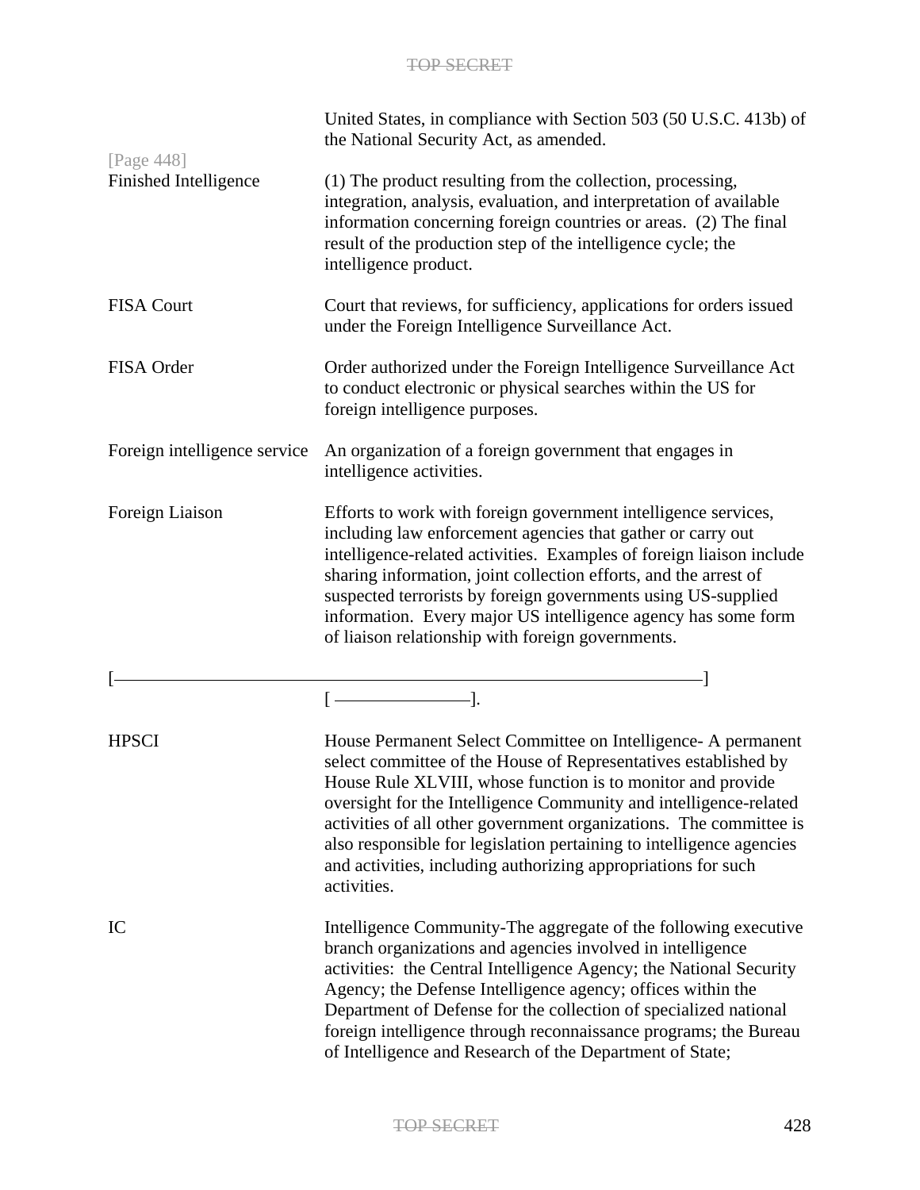United States, in compliance with Section 503 (50 U.S.C. 413b) of the National Security Act, as amended.

[Page 448]

**Finished Intelligence** — (1) The product resulting from the collection, processing, integration, analysis, evaluation, and interpretation of available information concerning foreign countries or areas. (2) The final result of the production step of the intelligence cycle; the intelligence product.

**FISA Court** — Court that reviews, for sufficiency, applications for orders issued under the Foreign Intelligence Surveillance Act.

**FISA Order** — Order authorized under the Foreign Intelligence Surveillance Act to conduct electronic or physical searches within the US for foreign intelligence purposes.

**Foreign intelligence service** — An organization of a foreign government that engages in intelligence activities.

**Foreign Liaison** — Efforts to work with foreign government intelligence services, including law enforcement agencies that gather or carry out intelligence-related activities. Examples of foreign liaison include sharing information, joint collection efforts, and the arrest of suspected terrorists by foreign governments using US-supplied information. Every major US intelligence agency has some form of liaison relationship with foreign governments.

[——————————————————————————————]

[ ——————————].

**HPSCI** — House Permanent Select Committee on Intelligence- A permanent select committee of the House of Representatives established by House Rule XLVIII, whose function is to monitor and provide oversight for the Intelligence Community and intelligence-related activities of all other government organizations. The committee is also responsible for legislation pertaining to intelligence agencies and activities, including authorizing appropriations for such activities.

**IC** — Intelligence Community-The aggregate of the following executive branch organizations and agencies involved in intelligence activities: the Central Intelligence Agency; the National Security Agency; the Defense Intelligence agency; offices within the Department of Defense for the collection of specialized national foreign intelligence through reconnaissance programs; the Bureau of Intelligence and Research of the Department of State;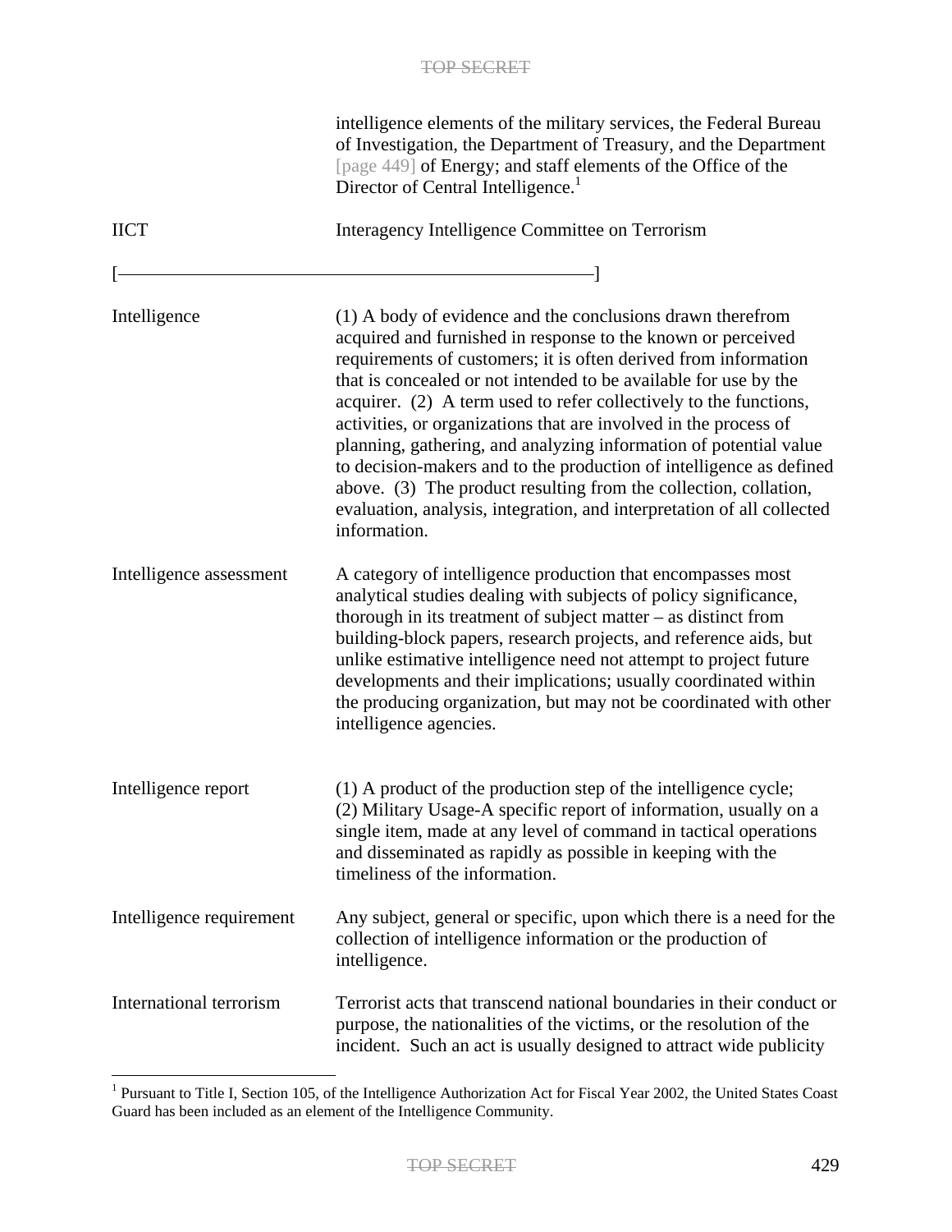| | |
|---|---|
| | intelligence elements of the military services, the Federal Bureau of Investigation, the Department of Treasury, and the Department [page 449] of Energy; and staff elements of the Office of the Director of Central Intelligence.[1] |
| IICT | Interagency Intelligence Committee on Terrorism |
| [——————————————————] | |
| Intelligence | (1) A body of evidence and the conclusions drawn therefrom acquired and furnished in response to the known or perceived requirements of customers; it is often derived from information that is concealed or not intended to be available for use by the acquirer. (2) A term used to refer collectively to the functions, activities, or organizations that are involved in the process of planning, gathering, and analyzing information of potential value to decision-makers and to the production of intelligence as defined above. (3) The product resulting from the collection, collation, evaluation, analysis, integration, and interpretation of all collected information. |
| Intelligence assessment | A category of intelligence production that encompasses most analytical studies dealing with subjects of policy significance, thorough in its treatment of subject matter – as distinct from building-block papers, research projects, and reference aids, but unlike estimative intelligence need not attempt to project future developments and their implications; usually coordinated within the producing organization, but may not be coordinated with other intelligence agencies. |
| Intelligence report | (1) A product of the production step of the intelligence cycle; (2) Military Usage-A specific report of information, usually on a single item, made at any level of command in tactical operations and disseminated as rapidly as possible in keeping with the timeliness of the information. |
| Intelligence requirement | Any subject, general or specific, upon which there is a need for the collection of intelligence information or the production of intelligence. |
| International terrorism | Terrorist acts that transcend national boundaries in their conduct or purpose, the nationalities of the victims, or the resolution of the incident. Such an act is usually designed to attract wide publicity |

[1] Pursuant to Title I, Section 105, of the Intelligence Authorization Act for Fiscal Year 2002, the United States Coast Guard has been included as an element of the Intelligence Community.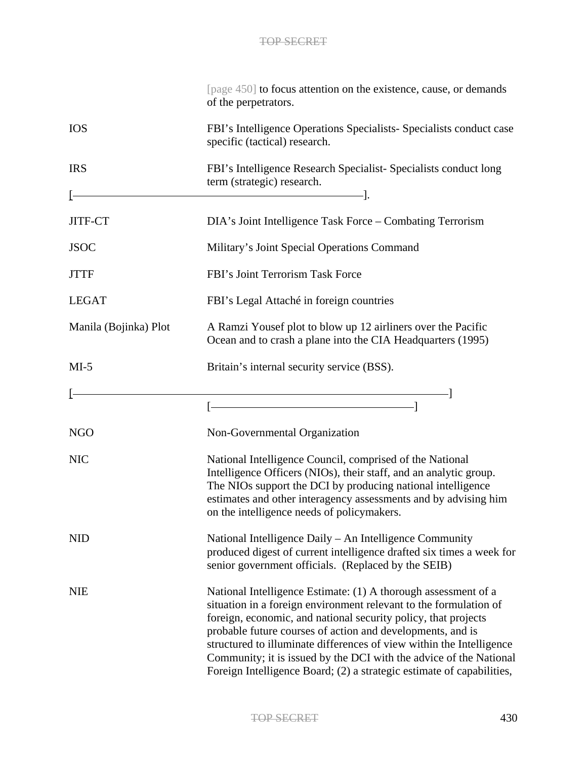[page 450] to focus attention on the existence, cause, or demands of the perpetrators.

| | |
|---|---|
| IOS | FBI's Intelligence Operations Specialists- Specialists conduct case specific (tactical) research. |
| IRS | FBI's Intelligence Research Specialist- Specialists conduct long term (strategic) research. |
| [———]. | |
| JITF-CT | DIA's Joint Intelligence Task Force – Combating Terrorism |
| JSOC | Military's Joint Special Operations Command |
| JTTF | FBI's Joint Terrorism Task Force |
| LEGAT | FBI's Legal Attaché in foreign countries |
| Manila (Bojinka) Plot | A Ramzi Yousef plot to blow up 12 airliners over the Pacific Ocean and to crash a plane into the CIA Headquarters (1995) |
| MI-5 | Britain's internal security service (BSS). |
| [———] | [———] |
| NGO | Non-Governmental Organization |
| NIC | National Intelligence Council, comprised of the National Intelligence Officers (NIOs), their staff, and an analytic group. The NIOs support the DCI by producing national intelligence estimates and other interagency assessments and by advising him on the intelligence needs of policymakers. |
| NID | National Intelligence Daily – An Intelligence Community produced digest of current intelligence drafted six times a week for senior government officials. (Replaced by the SEIB) |
| NIE | National Intelligence Estimate: (1) A thorough assessment of a situation in a foreign environment relevant to the formulation of foreign, economic, and national security policy, that projects probable future courses of action and developments, and is structured to illuminate differences of view within the Intelligence Community; it is issued by the DCI with the advice of the National Foreign Intelligence Board; (2) a strategic estimate of capabilities, |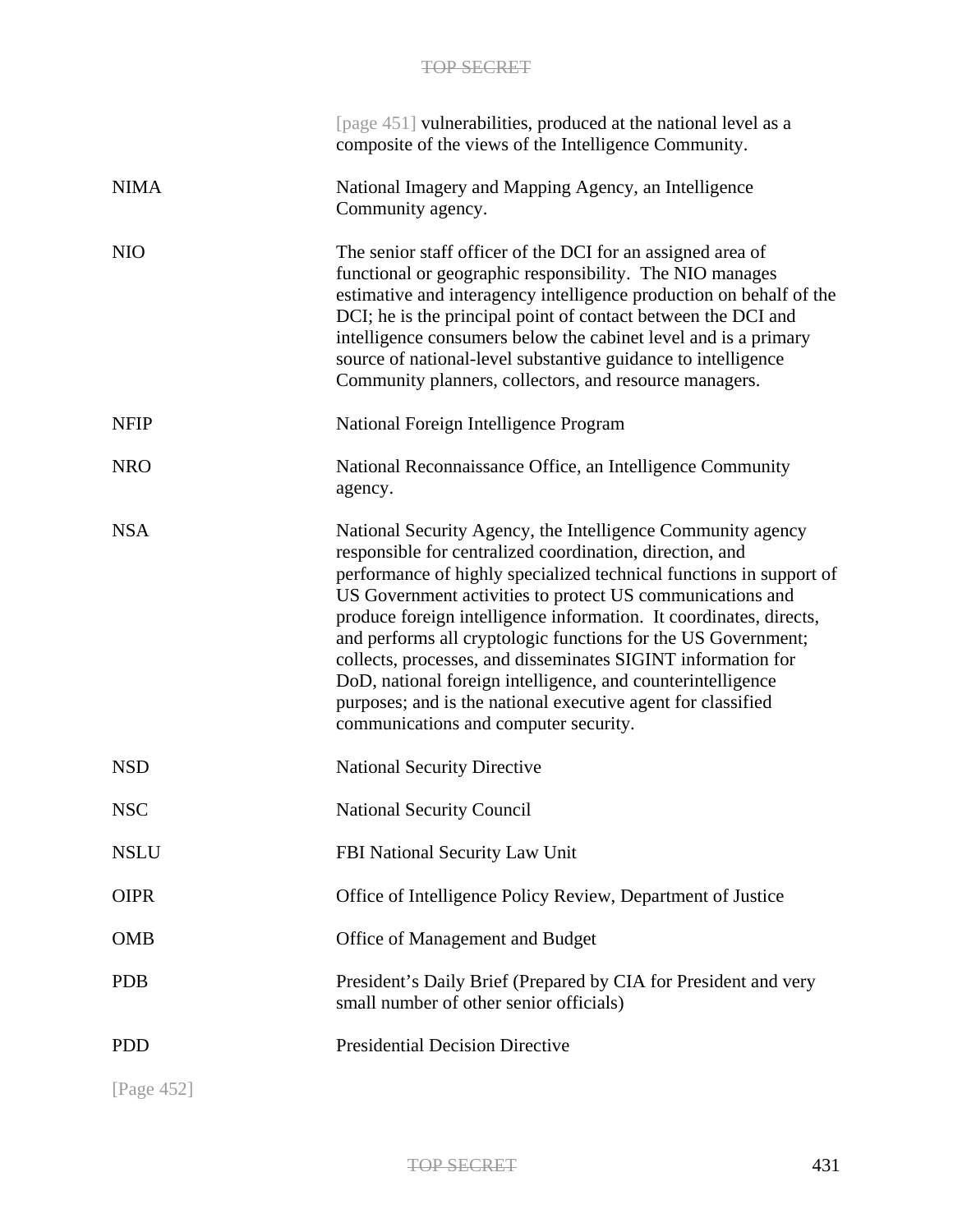[page 451] vulnerabilities, produced at the national level as a composite of the views of the Intelligence Community.

| | |
|---|---|
| NIMA | National Imagery and Mapping Agency, an Intelligence Community agency. |
| NIO | The senior staff officer of the DCI for an assigned area of functional or geographic responsibility. The NIO manages estimative and interagency intelligence production on behalf of the DCI; he is the principal point of contact between the DCI and intelligence consumers below the cabinet level and is a primary source of national-level substantive guidance to intelligence Community planners, collectors, and resource managers. |
| NFIP | National Foreign Intelligence Program |
| NRO | National Reconnaissance Office, an Intelligence Community agency. |
| NSA | National Security Agency, the Intelligence Community agency responsible for centralized coordination, direction, and performance of highly specialized technical functions in support of US Government activities to protect US communications and produce foreign intelligence information. It coordinates, directs, and performs all cryptologic functions for the US Government; collects, processes, and disseminates SIGINT information for DoD, national foreign intelligence, and counterintelligence purposes; and is the national executive agent for classified communications and computer security. |
| NSD | National Security Directive |
| NSC | National Security Council |
| NSLU | FBI National Security Law Unit |
| OIPR | Office of Intelligence Policy Review, Department of Justice |
| OMB | Office of Management and Budget |
| PDB | President's Daily Brief (Prepared by CIA for President and very small number of other senior officials) |
| PDD | Presidential Decision Directive |

[Page 452]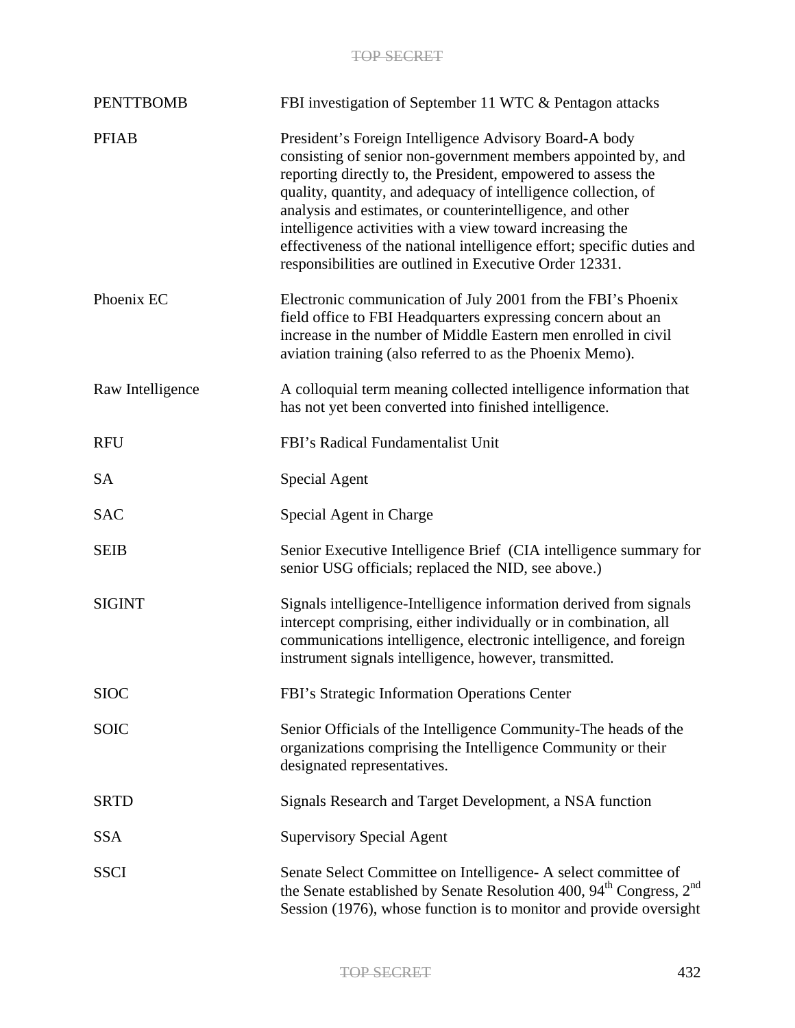| | |
|---|---|
| PENTTBOMB | FBI investigation of September 11 WTC & Pentagon attacks |
| PFIAB | President's Foreign Intelligence Advisory Board-A body consisting of senior non-government members appointed by, and reporting directly to, the President, empowered to assess the quality, quantity, and adequacy of intelligence collection, of analysis and estimates, or counterintelligence, and other intelligence activities with a view toward increasing the effectiveness of the national intelligence effort; specific duties and responsibilities are outlined in Executive Order 12331. |
| Phoenix EC | Electronic communication of July 2001 from the FBI's Phoenix field office to FBI Headquarters expressing concern about an increase in the number of Middle Eastern men enrolled in civil aviation training (also referred to as the Phoenix Memo). |
| Raw Intelligence | A colloquial term meaning collected intelligence information that has not yet been converted into finished intelligence. |
| RFU | FBI's Radical Fundamentalist Unit |
| SA | Special Agent |
| SAC | Special Agent in Charge |
| SEIB | Senior Executive Intelligence Brief (CIA intelligence summary for senior USG officials; replaced the NID, see above.) |
| SIGINT | Signals intelligence-Intelligence information derived from signals intercept comprising, either individually or in combination, all communications intelligence, electronic intelligence, and foreign instrument signals intelligence, however, transmitted. |
| SIOC | FBI's Strategic Information Operations Center |
| SOIC | Senior Officials of the Intelligence Community-The heads of the organizations comprising the Intelligence Community or their designated representatives. |
| SRTD | Signals Research and Target Development, a NSA function |
| SSA | Supervisory Special Agent |
| SSCI | Senate Select Committee on Intelligence- A select committee of the Senate established by Senate Resolution 400, 94th Congress, 2nd Session (1976), whose function is to monitor and provide oversight |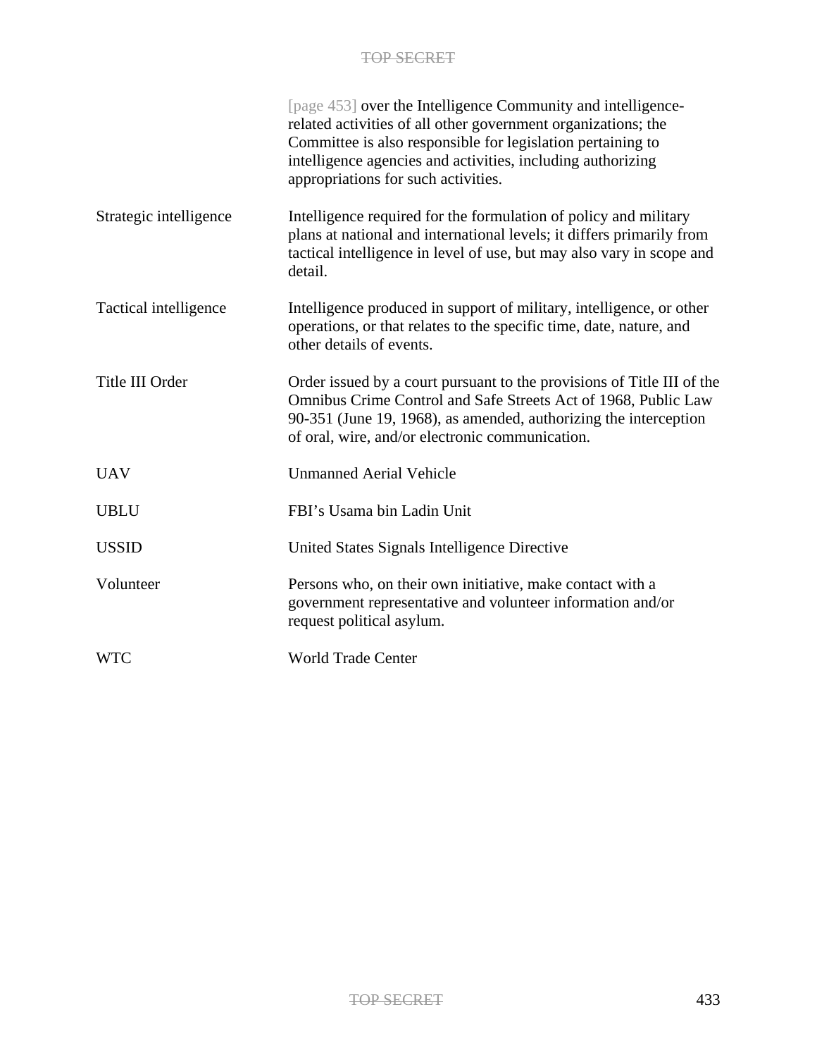| | |
|---|---|
| | [page 453] over the Intelligence Community and intelligence-related activities of all other government organizations; the Committee is also responsible for legislation pertaining to intelligence agencies and activities, including authorizing appropriations for such activities. |
| Strategic intelligence | Intelligence required for the formulation of policy and military plans at national and international levels; it differs primarily from tactical intelligence in level of use, but may also vary in scope and detail. |
| Tactical intelligence | Intelligence produced in support of military, intelligence, or other operations, or that relates to the specific time, date, nature, and other details of events. |
| Title III Order | Order issued by a court pursuant to the provisions of Title III of the Omnibus Crime Control and Safe Streets Act of 1968, Public Law 90-351 (June 19, 1968), as amended, authorizing the interception of oral, wire, and/or electronic communication. |
| UAV | Unmanned Aerial Vehicle |
| UBLU | FBI's Usama bin Ladin Unit |
| USSID | United States Signals Intelligence Directive |
| Volunteer | Persons who, on their own initiative, make contact with a government representative and volunteer information and/or request political asylum. |
| WTC | World Trade Center |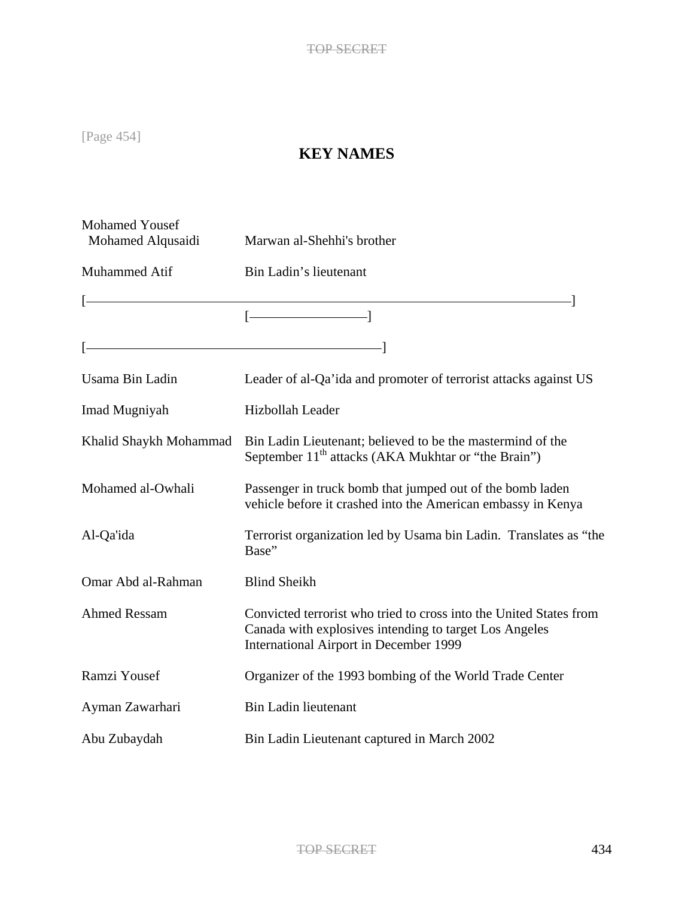[Page 454]

## KEY NAMES

| | |
|---|---|
| Mohamed Yousef Mohamed Alqusaidi | Marwan al-Shehhi's brother |
| Muhammed Atif | Bin Ladin's lieutenant |
| [———————————————] | [————————] |
| [————————————] | |
| Usama Bin Ladin | Leader of al-Qa'ida and promoter of terrorist attacks against US |
| Imad Mugniyah | Hizbollah Leader |
| Khalid Shaykh Mohammad | Bin Ladin Lieutenant; believed to be the mastermind of the September 11th attacks (AKA Mukhtar or "the Brain") |
| Mohamed al-Owhali | Passenger in truck bomb that jumped out of the bomb laden vehicle before it crashed into the American embassy in Kenya |
| Al-Qa'ida | Terrorist organization led by Usama bin Ladin. Translates as "the Base" |
| Omar Abd al-Rahman | Blind Sheikh |
| Ahmed Ressam | Convicted terrorist who tried to cross into the United States from Canada with explosives intending to target Los Angeles International Airport in December 1999 |
| Ramzi Yousef | Organizer of the 1993 bombing of the World Trade Center |
| Ayman Zawarhari | Bin Ladin lieutenant |
| Abu Zubaydah | Bin Ladin Lieutenant captured in March 2002 |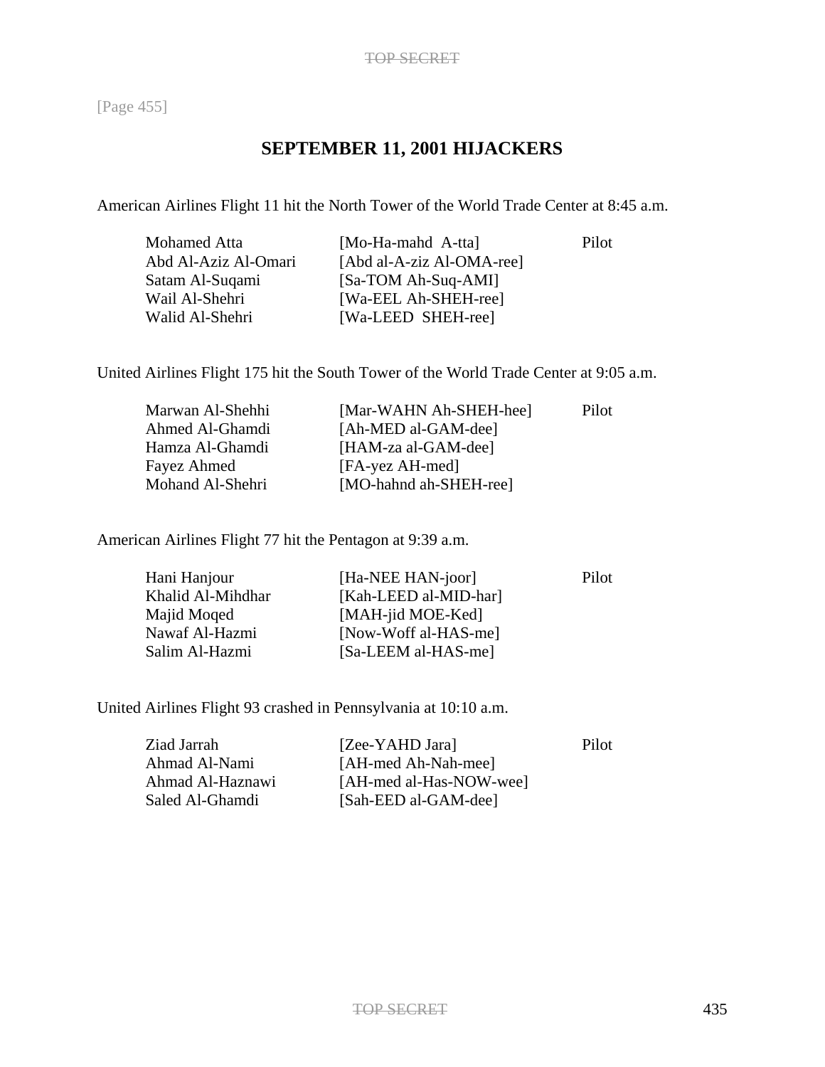[Page 455]

# SEPTEMBER 11, 2001 HIJACKERS

American Airlines Flight 11 hit the North Tower of the World Trade Center at 8:45 a.m.

| | | |
|---|---|---|
| Mohamed Atta | [Mo-Ha-mahd A-tta] | Pilot |
| Abd Al-Aziz Al-Omari | [Abd al-A-ziz Al-OMA-ree] | |
| Satam Al-Suqami | [Sa-TOM Ah-Suq-AMI] | |
| Wail Al-Shehri | [Wa-EEL Ah-SHEH-ree] | |
| Walid Al-Shehri | [Wa-LEED SHEH-ree] | |

United Airlines Flight 175 hit the South Tower of the World Trade Center at 9:05 a.m.

| | | |
|---|---|---|
| Marwan Al-Shehhi | [Mar-WAHN Ah-SHEH-hee] | Pilot |
| Ahmed Al-Ghamdi | [Ah-MED al-GAM-dee] | |
| Hamza Al-Ghamdi | [HAM-za al-GAM-dee] | |
| Fayez Ahmed | [FA-yez AH-med] | |
| Mohand Al-Shehri | [MO-hahnd ah-SHEH-ree] | |

American Airlines Flight 77 hit the Pentagon at 9:39 a.m.

| | | |
|---|---|---|
| Hani Hanjour | [Ha-NEE HAN-joor] | Pilot |
| Khalid Al-Mihdhar | [Kah-LEED al-MID-har] | |
| Majid Moqed | [MAH-jid MOE-Ked] | |
| Nawaf Al-Hazmi | [Now-Woff al-HAS-me] | |
| Salim Al-Hazmi | [Sa-LEEM al-HAS-me] | |

United Airlines Flight 93 crashed in Pennsylvania at 10:10 a.m.

| | | |
|---|---|---|
| Ziad Jarrah | [Zee-YAHD Jara] | Pilot |
| Ahmad Al-Nami | [AH-med Ah-Nah-mee] | |
| Ahmad Al-Haznawi | [AH-med al-Has-NOW-wee] | |
| Saled Al-Ghamdi | [Sah-EED al-GAM-dee] | |